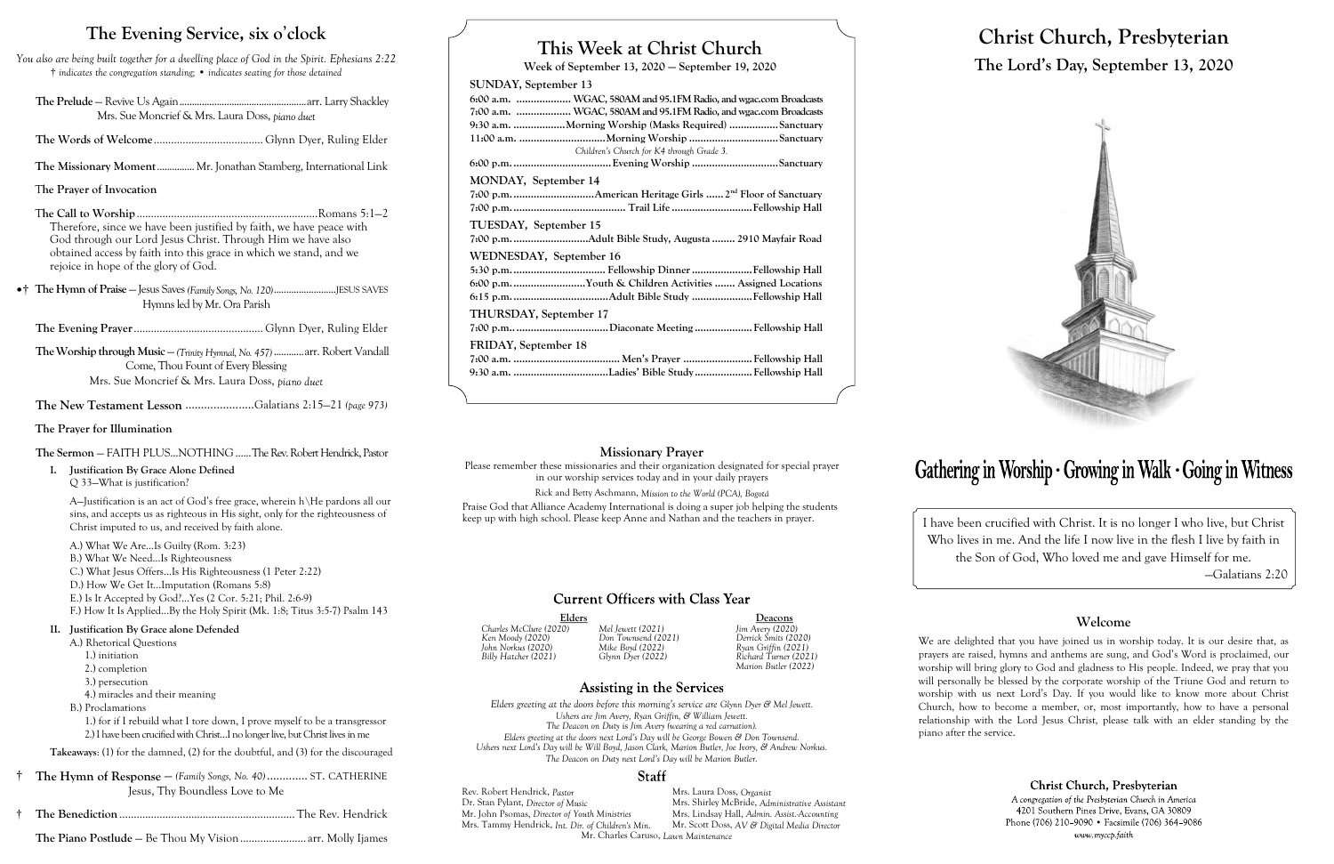## The Evening Service, six o'clock

*You also are being built together for a dwelling place of God in the Spirit. Ephesians 2:22*
*† indicates the congregation standing; • indicates seating for those detained*

**The Prelude** — Revive Us Again ........ arr. Larry Shackley
Mrs. Sue Moncrief & Mrs. Laura Doss, *piano duet*

**The Words of Welcome** ........ Glynn Dyer, Ruling Elder

**The Missionary Moment** ........ Mr. Jonathan Stamberg, International Link

The Prayer of Invocation

The Call to Worship ........ Romans 5:1–2
Therefore, since we have been justified by faith, we have peace with God through our Lord Jesus Christ. Through Him we have also obtained access by faith into this grace in which we stand, and we rejoice in hope of the glory of God.

•† **The Hymn of Praise** — Jesus Saves *(Family Songs, No. 120)* ........ JESUS SAVES
Hymns led by Mr. Ora Parish

**The Evening Prayer** ........ Glynn Dyer, Ruling Elder

**The Worship through Music** — *(Trinity Hymnal, No. 457)* ........ arr. Robert Vandall
Come, Thou Fount of Every Blessing
Mrs. Sue Moncrief & Mrs. Laura Doss, *piano duet*

**The New Testament Lesson** ........ Galatians 2:15–21 *(page 973)*

**The Prayer for Illumination**

**The Sermon** — FAITH PLUS...NOTHING ...... The Rev. Robert Hendrick, Pastor

I. **Justification By Grace Alone Defined**
Q 33—What is justification?

A—Justification is an act of God's free grace, wherein h\He pardons all our sins, and accepts us as righteous in His sight, only for the righteousness of Christ imputed to us, and received by faith alone.

A.) What We Are...Is Guilty (Rom. 3:23)
B.) What We Need...Is Righteousness
C.) What Jesus Offers...Is His Righteousness (1 Peter 2:22)
D.) How We Get It...Imputation (Romans 5:8)
E.) Is It Accepted by God?...Yes (2 Cor. 5:21; Phil. 2:6-9)
F.) How It Is Applied...By the Holy Spirit (Mk. 1:8; Titus 3:5-7) Psalm 143

II. **Justification By Grace alone Defended**
A.) Rhetorical Questions
1.) initiation
2.) completion
3.) persecution
4.) miracles and their meaning
B.) Proclamations
1.) for if I rebuild what I tore down, I prove myself to be a transgressor
2.) I have been crucified with Christ...I no longer live, but Christ lives in me

**Takeaways**: (1) for the damned, (2) for the doubtful, and (3) for the discouraged

† **The Hymn of Response** — *(Family Songs, No. 40)* ........ ST. CATHERINE
Jesus, Thy Boundless Love to Me

† **The Benediction** ........ The Rev. Hendrick

**The Piano Postlude** — Be Thou My Vision ........ arr. Molly Ijames

## This Week at Christ Church

Week of September 13, 2020 — September 19, 2020

**SUNDAY, September 13**
6:00 a.m. ........ WGAC, 580AM and 95.1FM Radio, and wgac.com Broadcasts
7:00 a.m. ........ WGAC, 580AM and 95.1FM Radio, and wgac.com Broadcasts
9:30 a.m. ........ Morning Worship (Masks Required) ........ Sanctuary
11:00 a.m. ........ Morning Worship ........ Sanctuary
*Children's Church for K4 through Grade 3.*
6:00 p.m. ........ Evening Worship ........ Sanctuary

**MONDAY, September 14**
7:00 p.m. ........ American Heritage Girls ...... 2nd Floor of Sanctuary
7:00 p.m. ........ Trail Life ........ Fellowship Hall

**TUESDAY, September 15**
7:00 p.m. ........ Adult Bible Study, Augusta ........ 2910 Mayfair Road

**WEDNESDAY, September 16**
5:30 p.m. ........ Fellowship Dinner ........ Fellowship Hall
6:00 p.m. ........ Youth & Children Activities ....... Assigned Locations
6:15 p.m. ........ Adult Bible Study ........ Fellowship Hall

**THURSDAY, September 17**
7:00 p.m. ........ Diaconate Meeting ........ Fellowship Hall

**FRIDAY, September 18**
7:00 a.m. ........ Men's Prayer ........ Fellowship Hall
9:30 a.m. ........ Ladies' Bible Study ........ Fellowship Hall

### Missionary Prayer

Please remember these missionaries and their organization designated for special prayer in our worship services today and in your daily prayers

Rick and Betty Aschmann, *Mission to the World (PCA), Bogotá*

Praise God that Alliance Academy International is doing a super job helping the students keep up with high school. Please keep Anne and Nathan and the teachers in prayer.

### Current Officers with Class Year

**Elders**
*Charles McClure (2020)*
*Ken Moody (2020)*
*John Norkus (2020)*
*Billy Hatcher (2021)*
*Mel Jewett (2021)*
*Don Townsend (2021)*
*Mike Boyd (2022)*
*Glynn Dyer (2022)*

**Deacons**
*Jim Avery (2020)*
*Derrick Smits (2020)*
*Ryan Griffin (2021)*
*Richard Turner (2021)*
*Marion Butler (2022)*

### Assisting in the Services

*Elders greeting at the doors before this morning's service are Glynn Dyer & Mel Jewett.*
*Ushers are Jim Avery, Ryan Griffin, & William Jewett.*
*The Deacon on Duty is Jim Avery (wearing a red carnation).*
*Elders greeting at the doors next Lord's Day will be George Bowen & Don Townsend.*
*Ushers next Lord's Day will be Will Boyd, Jason Clark, Marion Butler, Joe Ivory, & Andrew Norkus.*
*The Deacon on Duty next Lord's Day will be Marion Butler.*

### Staff

Rev. Robert Hendrick, *Pastor*
Dr. Stan Pylant, *Director of Music*
Mr. John Psomas, *Director of Youth Ministries*
Mrs. Tammy Hendrick, *Int. Dir. of Children's Min.*
Mrs. Laura Doss, *Organist*
Mrs. Shirley McBride, *Administrative Assistant*
Mrs. Lindsay Hall, *Admin. Assist.-Accounting*
Mr. Scott Doss, *AV & Digital Media Director*
Mr. Charles Caruso, *Lawn Maintenance*

# Christ Church, Presbyterian

## The Lord's Day, September 13, 2020

**Gathering in Worship · Growing in Walk · Going in Witness**

I have been crucified with Christ. It is no longer I who live, but Christ Who lives in me. And the life I now live in the flesh I live by faith in the Son of God, Who loved me and gave Himself for me.
—Galatians 2:20

### Welcome

We are delighted that you have joined us in worship today. It is our desire that, as prayers are raised, hymns and anthems are sung, and God's Word is proclaimed, our worship will bring glory to God and gladness to His people. Indeed, we pray that you will personally be blessed by the corporate worship of the Triune God and return to worship with us next Lord's Day. If you would like to know more about Christ Church, how to become a member, or, most importantly, how to have a personal relationship with the Lord Jesus Christ, please talk with an elder standing by the piano after the service.

**Christ Church, Presbyterian**
*A congregation of the Presbyterian Church in America*
4201 Southern Pines Drive, Evans, GA 30809
Phone (706) 210-9090 • Facsimile (706) 364-9086
*www.myccp.faith*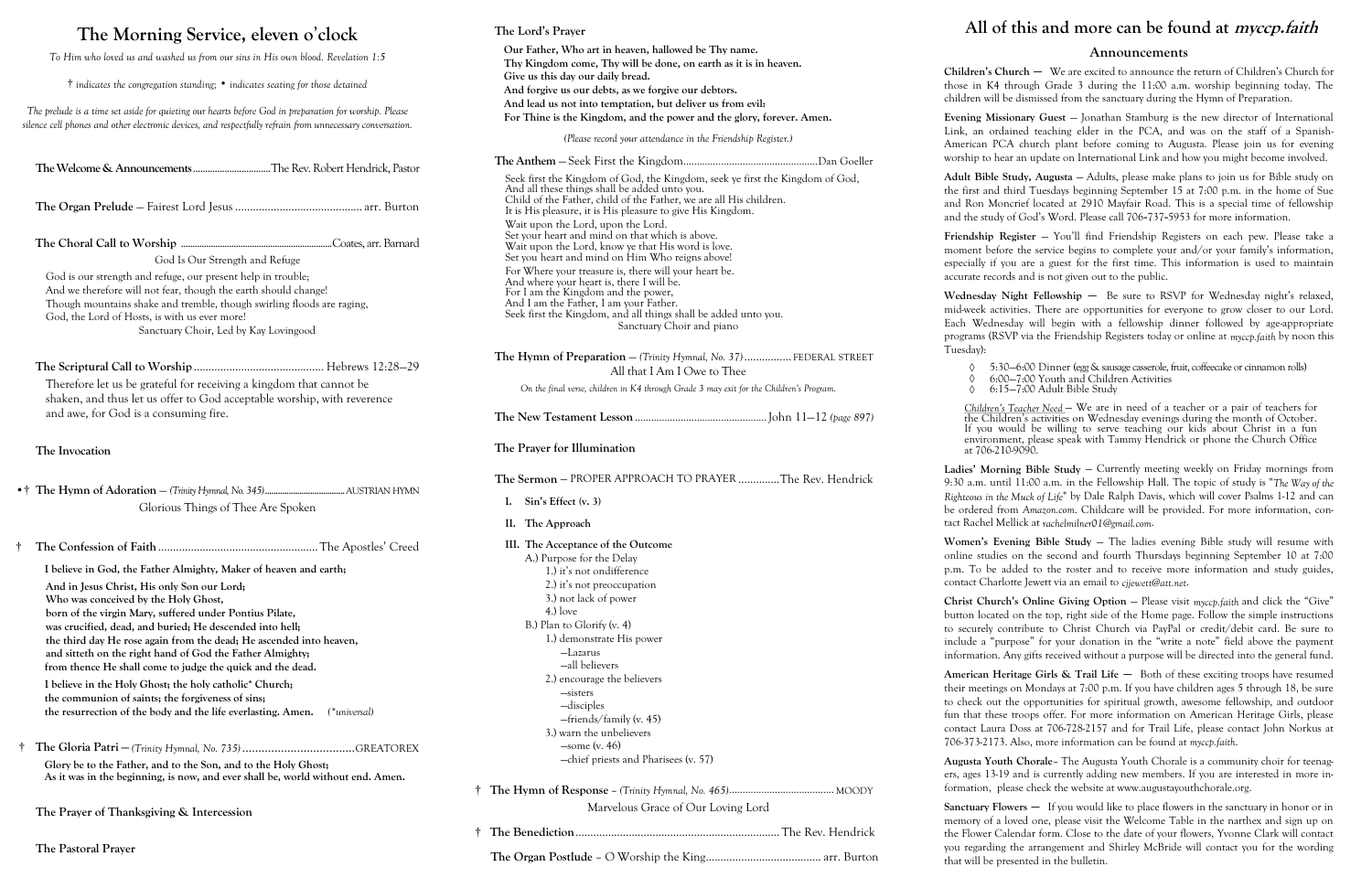# The Morning Service, eleven o'clock

*To Him who loved us and washed us from our sins in His own blood. Revelation 1:5*

*† indicates the congregation standing; • indicates seating for those detained*

*The prelude is a time set aside for quieting our hearts before God in preparation for worship. Please silence cell phones and other electronic devices, and respectfully refrain from unnecessary conversation.*

**The Welcome & Announcements** .................................. The Rev. Robert Hendrick, Pastor

**The Organ Prelude** – Fairest Lord Jesus .......................................... arr. Burton

**The Choral Call to Worship** ........................................................ Coates, arr. Barnard

God Is Our Strength and Refuge

God is our strength and refuge, our present help in trouble;
And we therefore will not fear, though the earth should change!
Though mountains shake and tremble, though swirling floods are raging,
God, the Lord of Hosts, is with us ever more!

Sanctuary Choir, Led by Kay Lovingood

**The Scriptural Call to Worship** ........................................... Hebrews 12:28–29

Therefore let us be grateful for receiving a kingdom that cannot be shaken, and thus let us offer to God acceptable worship, with reverence and awe, for God is a consuming fire.

**The Invocation**

•† **The Hymn of Adoration** – *(Trinity Hymnal, No. 345)* ........................................ AUSTRIAN HYMN

Glorious Things of Thee Are Spoken

† **The Confession of Faith** ..................................................... The Apostles' Creed

**I believe in God, the Father Almighty, Maker of heaven and earth;**

**And in Jesus Christ, His only Son our Lord;**
**Who was conceived by the Holy Ghost,**
**born of the virgin Mary, suffered under Pontius Pilate,**
**was crucified, dead, and buried; He descended into hell;**
**the third day He rose again from the dead; He ascended into heaven,**
**and sitteth on the right hand of God the Father Almighty;**
**from thence He shall come to judge the quick and the dead.**

**I believe in the Holy Ghost; the holy catholic\* Church;**
**the communion of saints; the forgiveness of sins;**
**the resurrection of the body and the life everlasting. Amen.** *(\*universal)*

† **The Gloria Patri** – *(Trinity Hymnal, No. 735)* ................................... GREATOREX

**Glory be to the Father, and to the Son, and to the Holy Ghost;**
**As it was in the beginning, is now, and ever shall be, world without end. Amen.**

**The Prayer of Thanksgiving & Intercession**

**The Pastoral Prayer**

**The Lord's Prayer**

**Our Father, Who art in heaven, hallowed be Thy name.**
**Thy Kingdom come, Thy will be done, on earth as it is in heaven.**
**Give us this day our daily bread.**
**And forgive us our debts, as we forgive our debtors.**
**And lead us not into temptation, but deliver us from evil:**
**For Thine is the Kingdom, and the power and the glory, forever. Amen.**

*(Please record your attendance in the Friendship Register.)*

**The Anthem** – Seek First the Kingdom ................................................ Dan Goeller

Seek first the Kingdom of God, the Kingdom, seek ye first the Kingdom of God,
And all these things shall be added unto you.
Child of the Father, child of the Father, we are all His children.
It is His pleasure, it is His pleasure to give His Kingdom.

Wait upon the Lord, upon the Lord.
Set your heart and mind on that which is above.
Wait upon the Lord, know ye that His word is love.
Set you heart and mind on Him Who reigns above!

For Where your treasure is, there will your heart be.
And where your heart is, there I will be.
For I am the Kingdom and the power,
And I am the Father, I am your Father.
Seek first the Kingdom, and all things shall be added unto you.

Sanctuary Choir and piano

**The Hymn of Preparation** – *(Trinity Hymnal, No. 37)* ................ FEDERAL STREET

All that I Am I Owe to Thee

*On the final verse, children in K4 through Grade 3 may exit for the Children's Program.*

**The New Testament Lesson** ................................................. John 11–12 *(page 897)*

**The Prayer for Illumination**

**The Sermon** – PROPER APPROACH TO PRAYER ............. The Rev. Hendrick

**I. Sin's Effect (v. 3)**

**II. The Approach**

**III. The Acceptance of the Outcome**

A.) Purpose for the Delay
- 1.) it's not ondifference
- 2.) it's not preoccupation
- 3.) not lack of power
- 4.) love

B.) Plan to Glorify (v. 4)
- 1.) demonstrate His power
  - –Lazarus
  - –all believers
- 2.) encourage the believers
  - –sisters
  - –disciples
  - –friends/family (v. 45)
- 3.) warn the unbelievers
  - –some (v. 46)
  - –chief priests and Pharisees (v. 57)

† **The Hymn of Response** – *(Trinity Hymnal, No. 465)* ...................................... MOODY

Marvelous Grace of Our Loving Lord

† **The Benediction** ..................................................................... The Rev. Hendrick

**The Organ Postlude** – O Worship the King....................................... arr. Burton

# All of this and more can be found at *myccp.faith*

## Announcements

**Children's Church —** We are excited to announce the return of Children's Church for those in K4 through Grade 3 during the 11:00 a.m. worship beginning today. The children will be dismissed from the sanctuary during the Hymn of Preparation.

**Evening Missionary Guest** – Jonathan Stamburg is the new director of International Link, an ordained teaching elder in the PCA, and was on the staff of a Spanish-American PCA church plant before coming to Augusta. Please join us for evening worship to hear an update on International Link and how you might become involved.

**Adult Bible Study, Augusta** – Adults, please make plans to join us for Bible study on the first and third Tuesdays beginning September 15 at 7:00 p.m. in the home of Sue and Ron Moncrief located at 2910 Mayfair Road. This is a special time of fellowship and the study of God's Word. Please call 706-737-5953 for more information.

**Friendship Register** – You'll find Friendship Registers on each pew. Please take a moment before the service begins to complete your and/or your family's information, especially if you are a guest for the first time. This information is used to maintain accurate records and is not given out to the public.

**Wednesday Night Fellowship —** Be sure to RSVP for Wednesday night's relaxed, mid-week activities. There are opportunities for everyone to grow closer to our Lord. Each Wednesday will begin with a fellowship dinner followed by age-appropriate programs (RSVP via the Friendship Registers today or online at *myccp.faith* by noon this Tuesday):

- ◊ 5:30–6:00 Dinner (egg & sausage casserole, fruit, coffeecake or cinnamon rolls)
- ◊ 6:00–7:00 Youth and Children Activities
- ◊ 6:15–7:00 Adult Bible Study

*Children's Teacher Need* – We are in need of a teacher or a pair of teachers for the Children's activities on Wednesday evenings during the month of October. If you would be willing to serve teaching our kids about Christ in a fun environment, please speak with Tammy Hendrick or phone the Church Office at 706-210-9090.

**Ladies' Morning Bible Study** – Currently meeting weekly on Friday mornings from 9:30 a.m. until 11:00 a.m. in the Fellowship Hall. The topic of study is "*The Way of the Righteous in the Muck of Life*" by Dale Ralph Davis, which will cover Psalms 1-12 and can be ordered from *Amazon.com*. Childcare will be provided. For more information, contact Rachel Mellick at *rachelmilner01@gmail.com*.

**Women's Evening Bible Study** – The ladies evening Bible study will resume with online studies on the second and fourth Thursdays beginning September 10 at 7:00 p.m. To be added to the roster and to receive more information and study guides, contact Charlotte Jewett via an email to *cjjewett@att.net*.

**Christ Church's Online Giving Option** – Please visit *myccp.faith* and click the "Give" button located on the top, right side of the Home page. Follow the simple instructions to securely contribute to Christ Church via PayPal or credit/debit card. Be sure to include a "purpose" for your donation in the "write a note" field above the payment information. Any gifts received without a purpose will be directed into the general fund.

**American Heritage Girls & Trail Life —** Both of these exciting troops have resumed their meetings on Mondays at 7:00 p.m. If you have children ages 5 through 18, be sure to check out the opportunities for spiritual growth, awesome fellowship, and outdoor fun that these troops offer. For more information on American Heritage Girls, please contact Laura Doss at 706-728-2157 and for Trail Life, please contact John Norkus at 706-373-2173. Also, more information can be found at *myccp.faith*.

**Augusta Youth Chorale**– The Augusta Youth Chorale is a community choir for teenagers, ages 13-19 and is currently adding new members. If you are interested in more information, please check the website at www.augustayouthchorale.org.

**Sanctuary Flowers —** If you would like to place flowers in the sanctuary in honor or in memory of a loved one, please visit the Welcome Table in the narthex and sign up on the Flower Calendar form. Close to the date of your flowers, Yvonne Clark will contact you regarding the arrangement and Shirley McBride will contact you for the wording that will be presented in the bulletin.